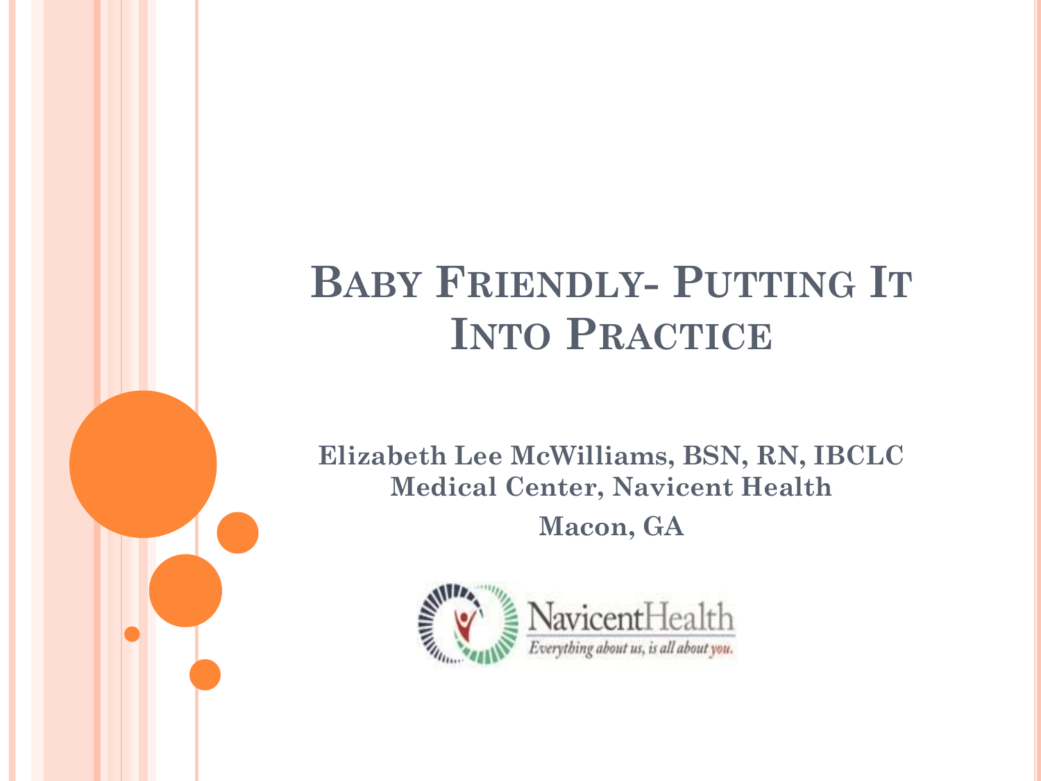# Baby Friendly- Putting It Into Practice

**Elizabeth Lee McWilliams, BSN, RN, IBCLC**
**Medical Center, Navicent Health**
**Macon, GA**

NavicentHealth
*Everything about us, is all about you.*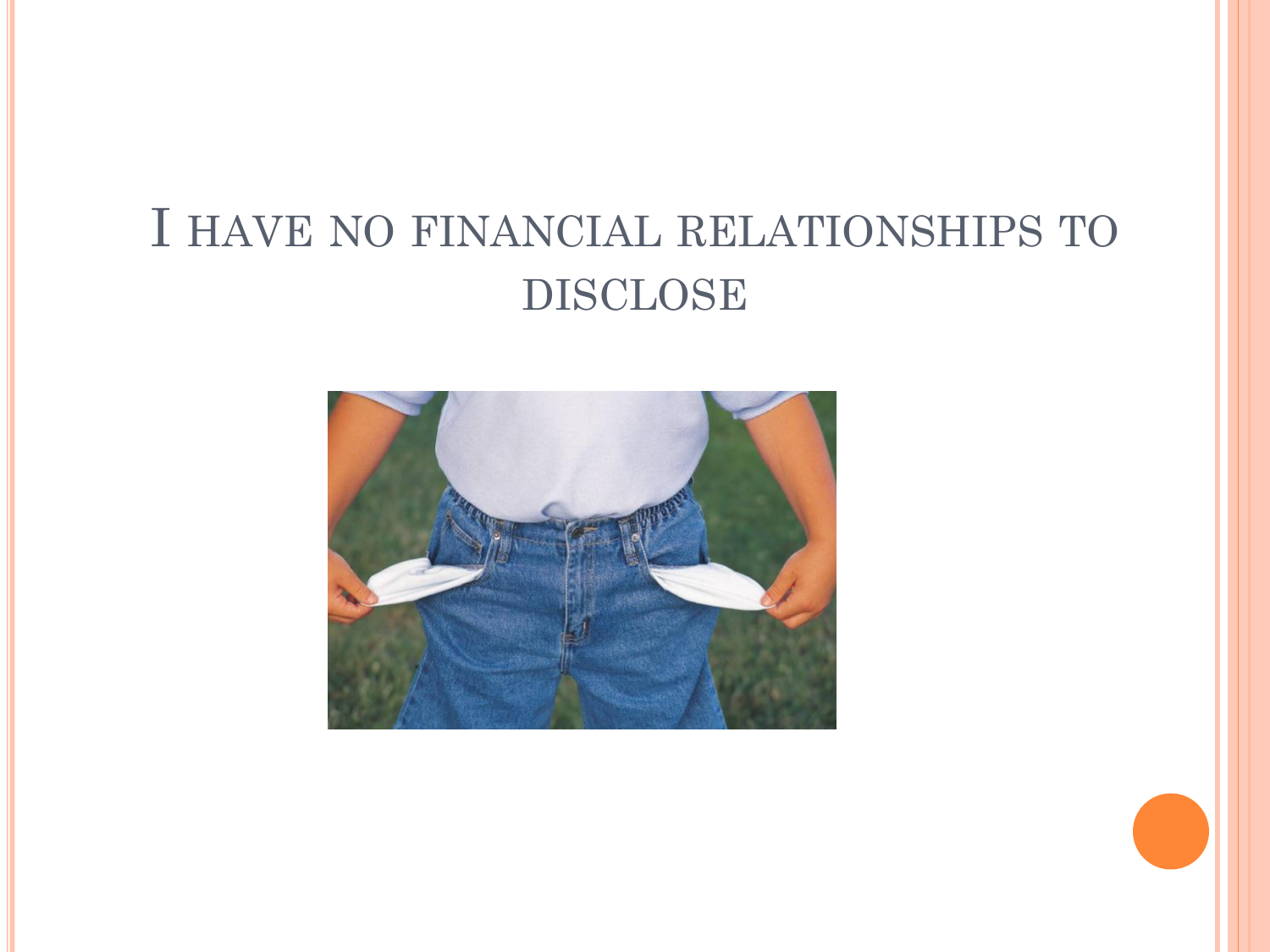# I have no financial relationships to disclose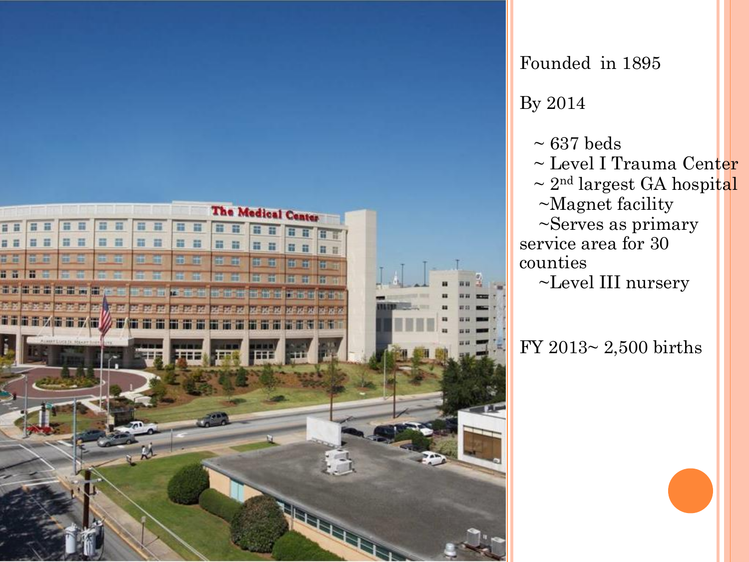Founded in 1895

By 2014

- 637 beds
- Level I Trauma Center
- 2nd largest GA hospital
- Magnet facility
- Serves as primary service area for 30 counties
- Level III nursery

FY 2013~ 2,500 births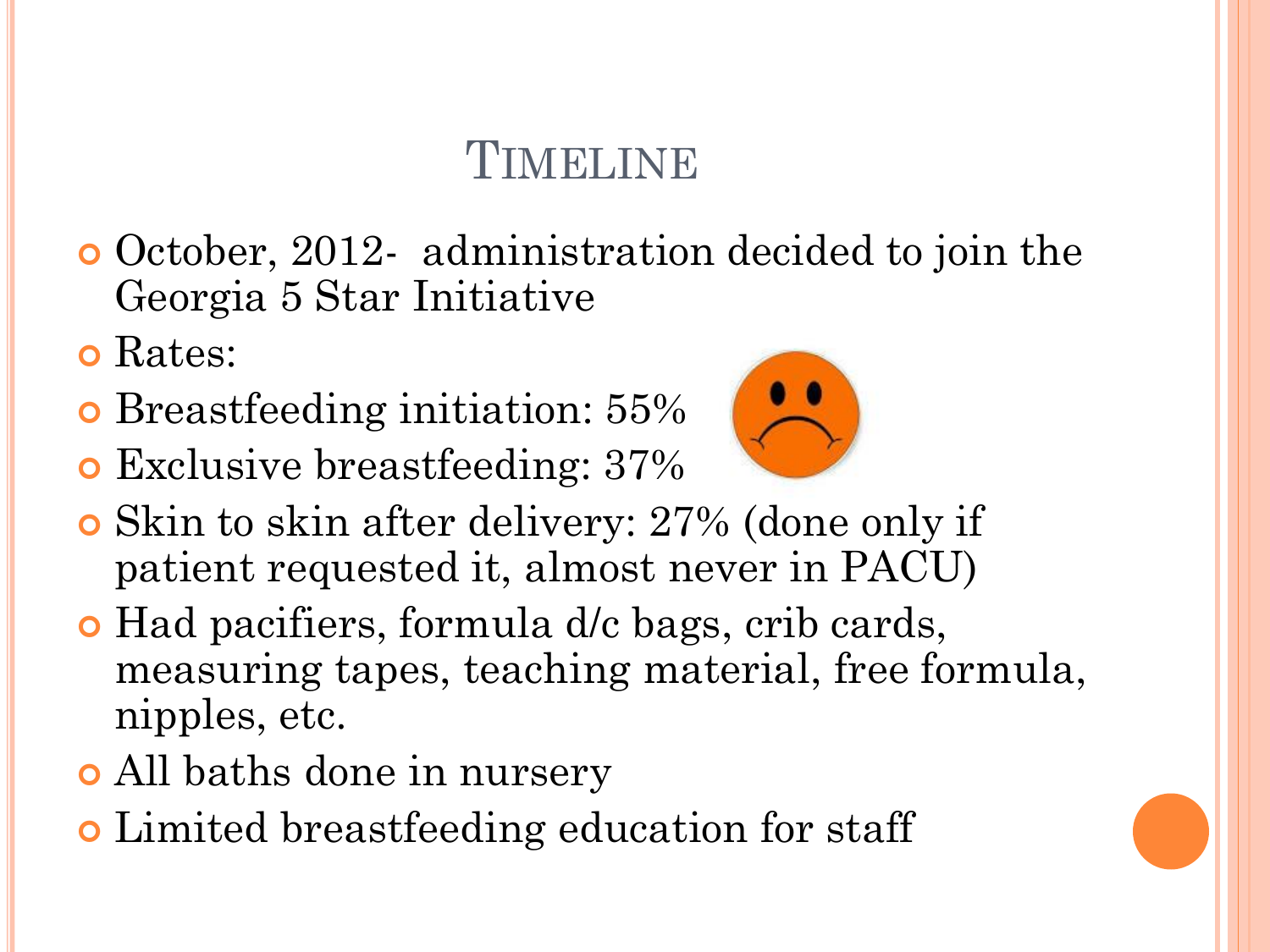# Timeline

- October, 2012- administration decided to join the Georgia 5 Star Initiative
- Rates:
- Breastfeeding initiation: 55%
- Exclusive breastfeeding: 37%
- Skin to skin after delivery: 27% (done only if patient requested it, almost never in PACU)
- Had pacifiers, formula d/c bags, crib cards, measuring tapes, teaching material, free formula, nipples, etc.
- All baths done in nursery
- Limited breastfeeding education for staff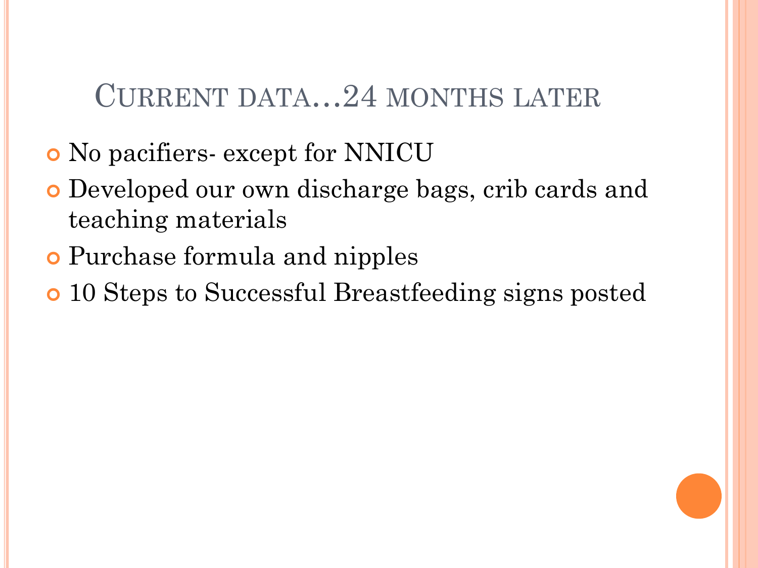# Current data…24 months later

- No pacifiers- except for NNICU
- Developed our own discharge bags, crib cards and teaching materials
- Purchase formula and nipples
- 10 Steps to Successful Breastfeeding signs posted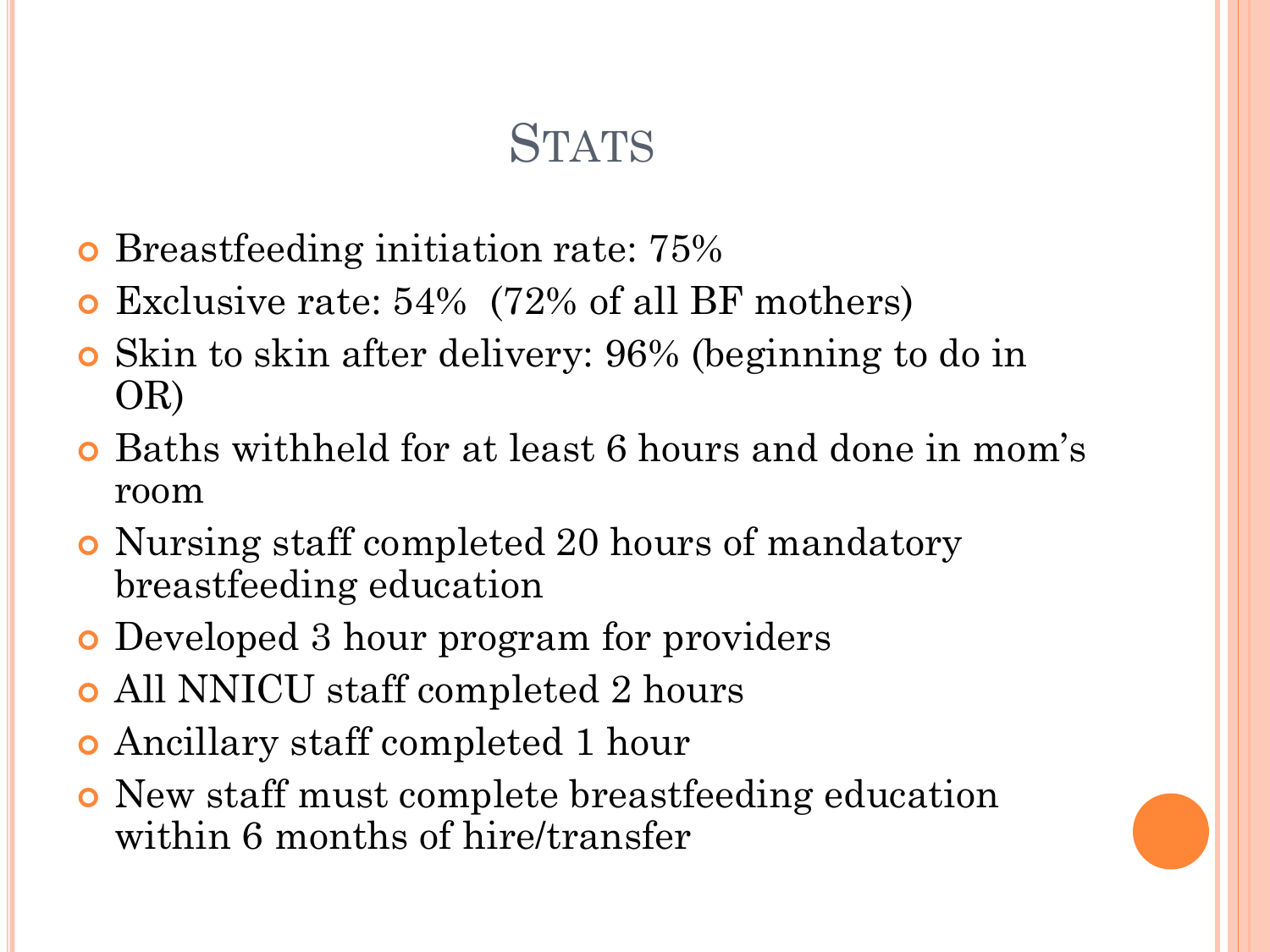# Stats

- Breastfeeding initiation rate: 75%
- Exclusive rate: 54%  (72% of all BF mothers)
- Skin to skin after delivery: 96% (beginning to do in OR)
- Baths withheld for at least 6 hours and done in mom's room
- Nursing staff completed 20 hours of mandatory breastfeeding education
- Developed 3 hour program for providers
- All NNICU staff completed 2 hours
- Ancillary staff completed 1 hour
- New staff must complete breastfeeding education within 6 months of hire/transfer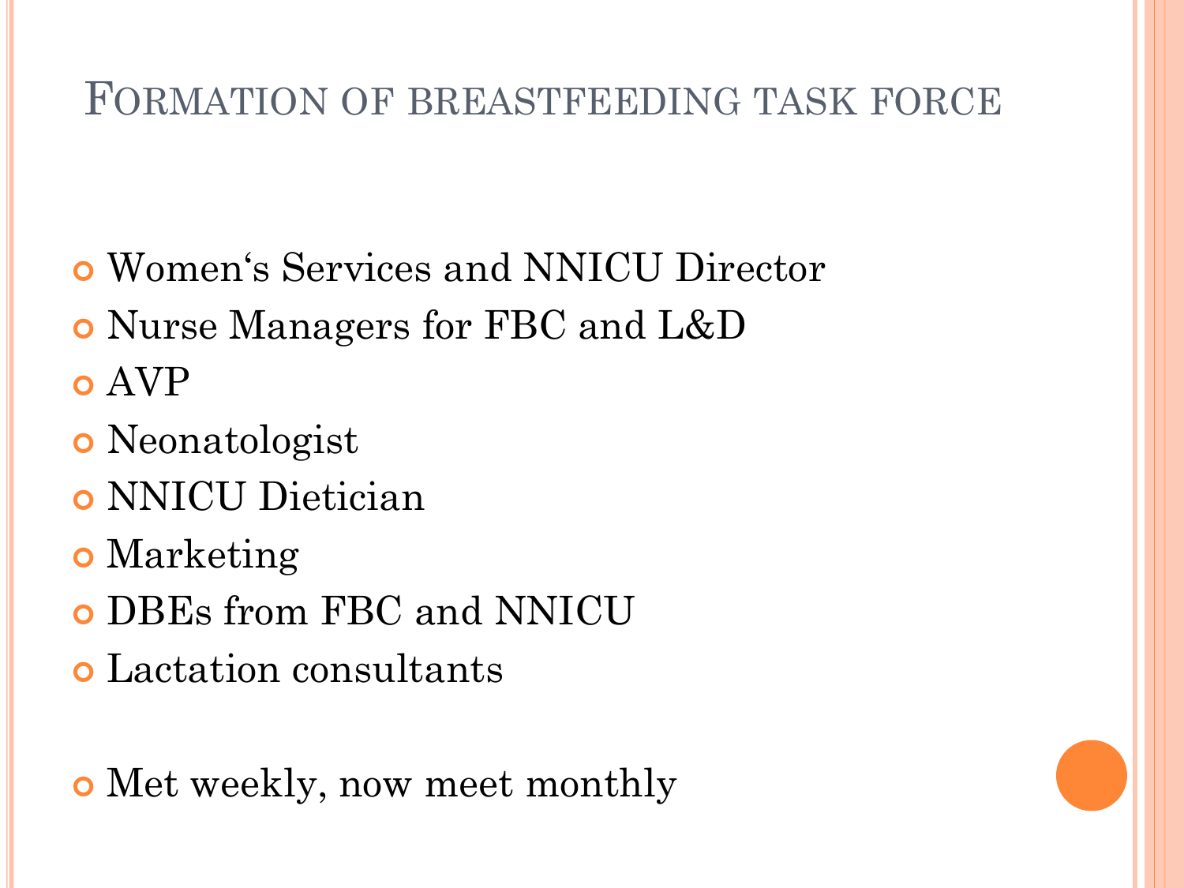# Formation of breastfeeding task force

- Women's Services and NNICU Director
- Nurse Managers for FBC and L&D
- AVP
- Neonatologist
- NNICU Dietician
- Marketing
- DBEs from FBC and NNICU
- Lactation consultants

- Met weekly, now meet monthly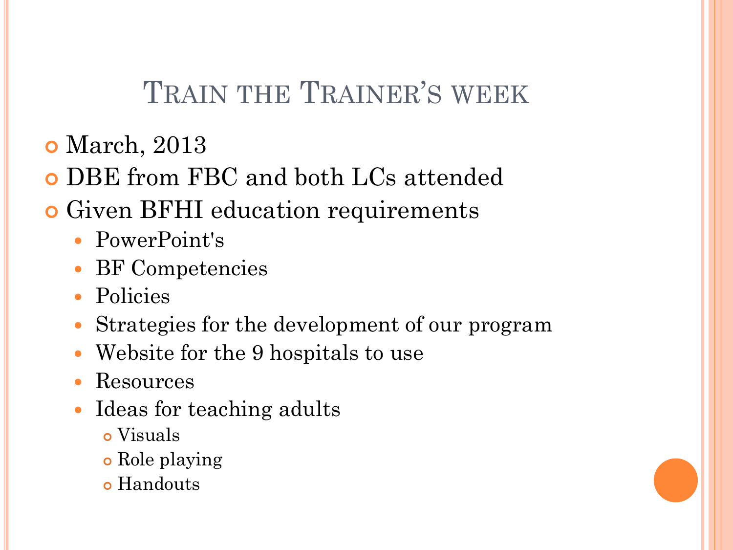# Train the Trainer's week

- March, 2013
- DBE from FBC and both LCs attended
- Given BFHI education requirements
  - PowerPoint's
  - BF Competencies
  - Policies
  - Strategies for the development of our program
  - Website for the 9 hospitals to use
  - Resources
  - Ideas for teaching adults
    - Visuals
    - Role playing
    - Handouts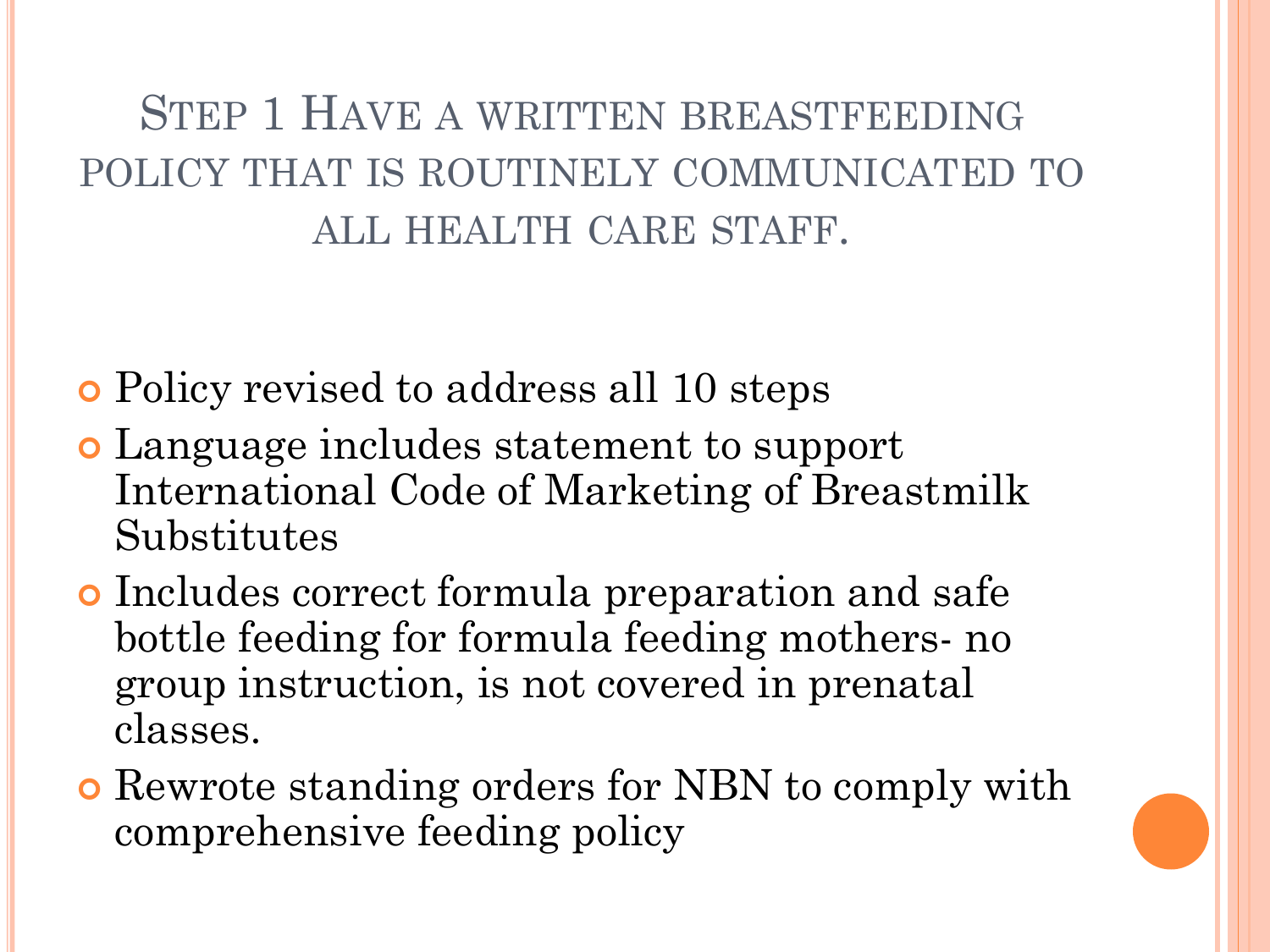# Step 1 Have a written breastfeeding policy that is routinely communicated to all health care staff.

- Policy revised to address all 10 steps
- Language includes statement to support International Code of Marketing of Breastmilk Substitutes
- Includes correct formula preparation and safe bottle feeding for formula feeding mothers- no group instruction, is not covered in prenatal classes.
- Rewrote standing orders for NBN to comply with comprehensive feeding policy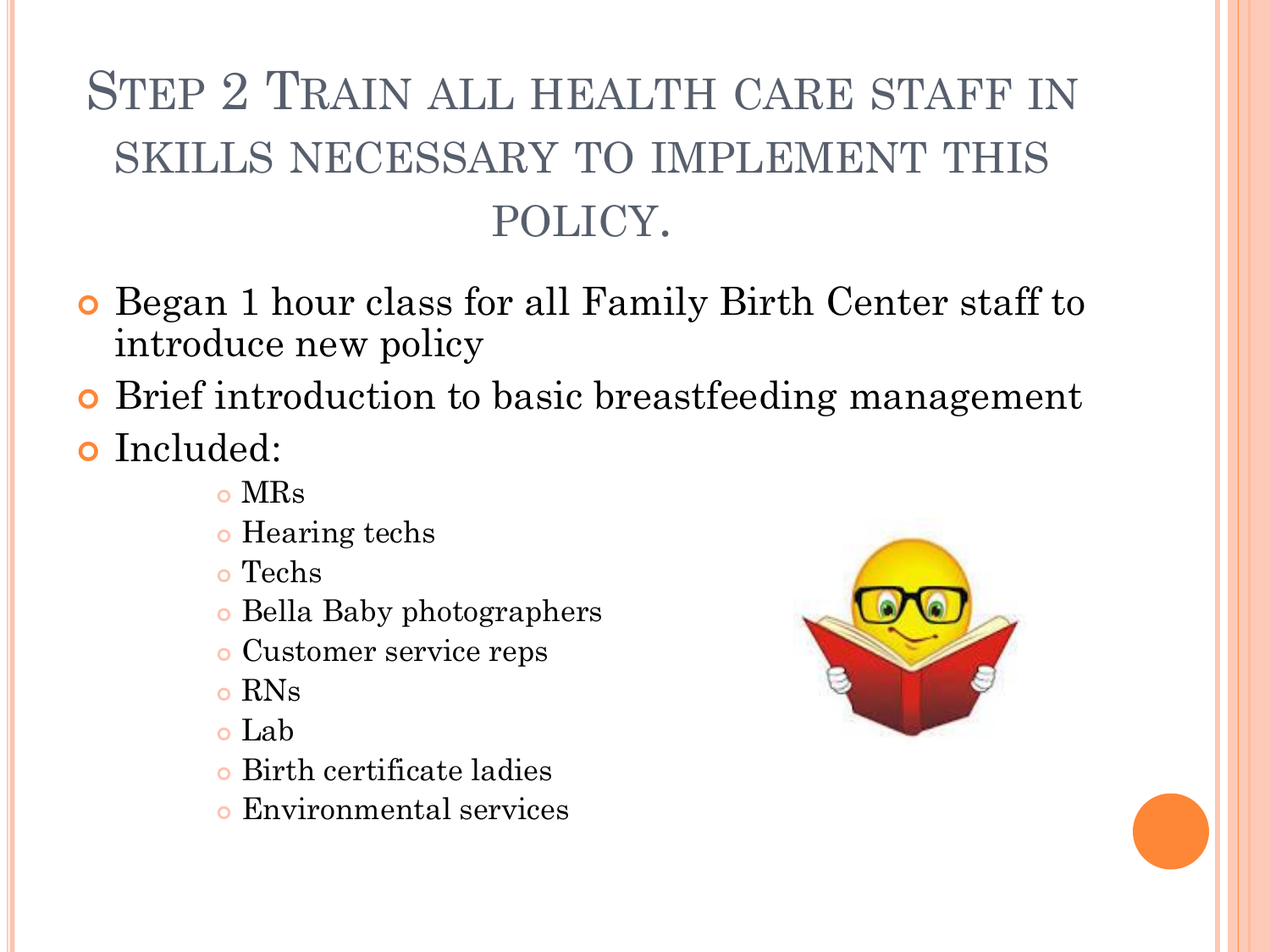# Step 2 Train all health care staff in skills necessary to implement this policy.

- Began 1 hour class for all Family Birth Center staff to introduce new policy
- Brief introduction to basic breastfeeding management
- Included:
  - MRs
  - Hearing techs
  - Techs
  - Bella Baby photographers
  - Customer service reps
  - RNs
  - Lab
  - Birth certificate ladies
  - Environmental services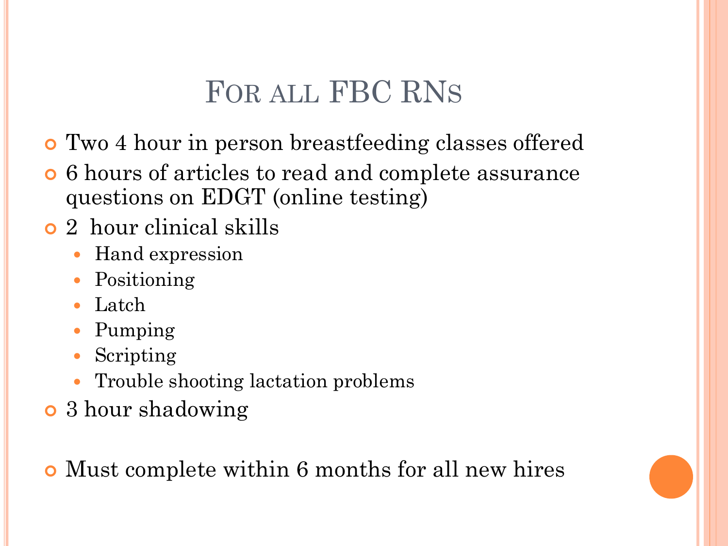# For all FBC RNs

- Two 4 hour in person breastfeeding classes offered
- 6 hours of articles to read and complete assurance questions on EDGT (online testing)
- 2 hour clinical skills
  - Hand expression
  - Positioning
  - Latch
  - Pumping
  - Scripting
  - Trouble shooting lactation problems
- 3 hour shadowing

- Must complete within 6 months for all new hires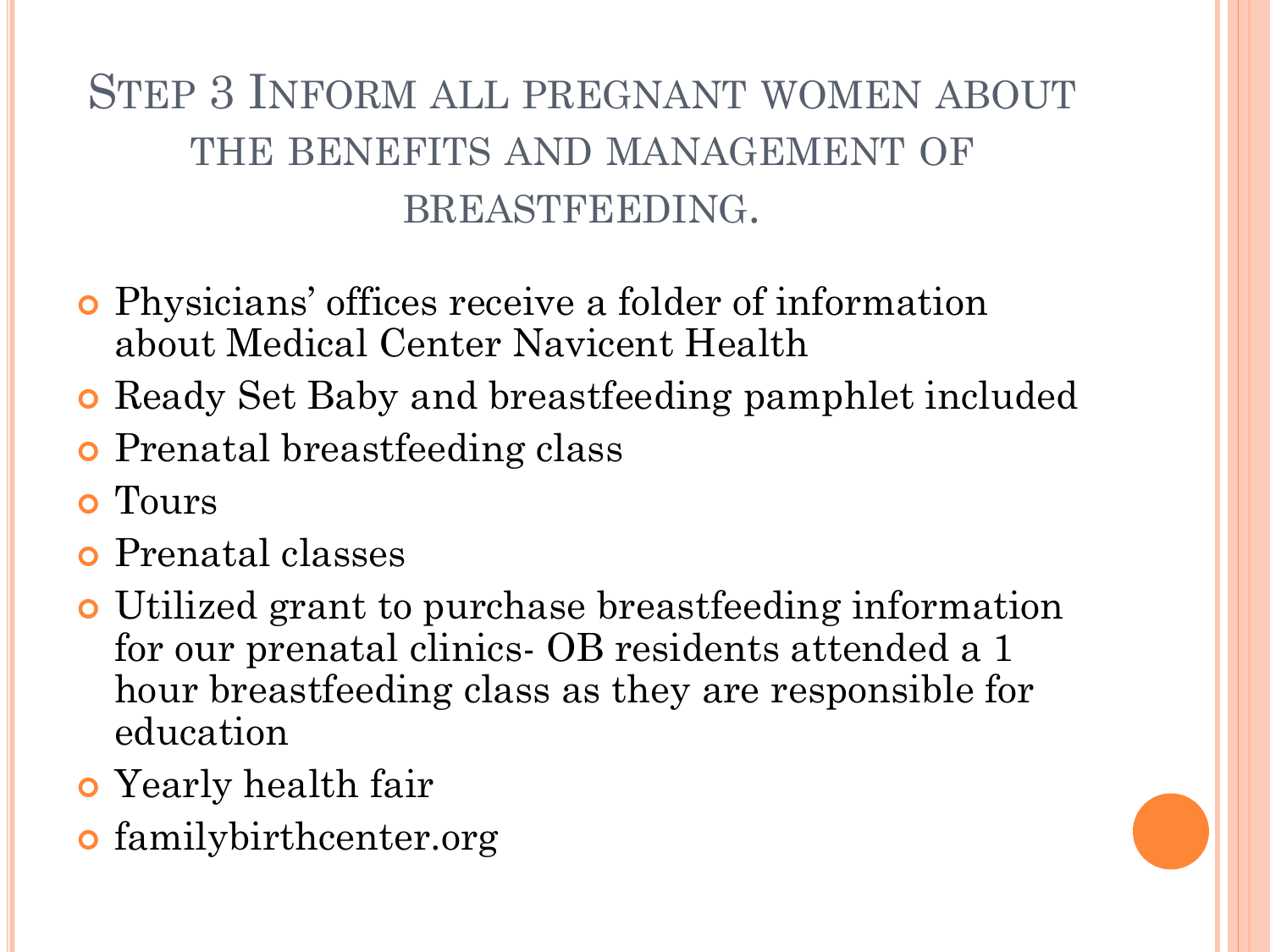# Step 3 Inform all pregnant women about the benefits and management of breastfeeding.

- Physicians' offices receive a folder of information about Medical Center Navicent Health
- Ready Set Baby and breastfeeding pamphlet included
- Prenatal breastfeeding class
- Tours
- Prenatal classes
- Utilized grant to purchase breastfeeding information for our prenatal clinics- OB residents attended a 1 hour breastfeeding class as they are responsible for education
- Yearly health fair
- familybirthcenter.org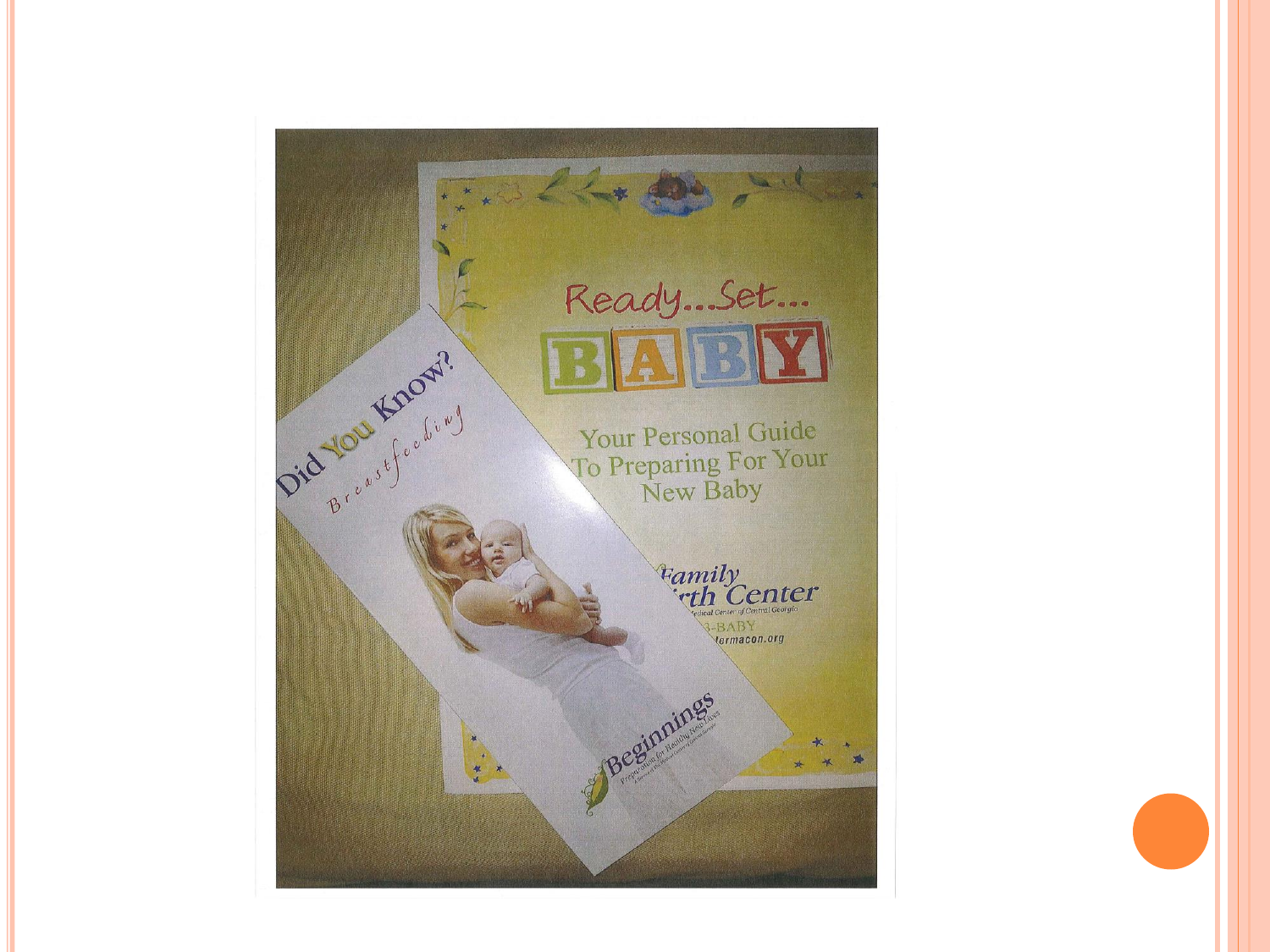Did You Know?

*Breastfeeding*

Beginnings

Preparation for Healthy New Lives

Ready...Set...

BABY

Your Personal Guide To Preparing For Your New Baby

Family
rth Center
Medical Center of Central Georgia
-BABY
ermacon.org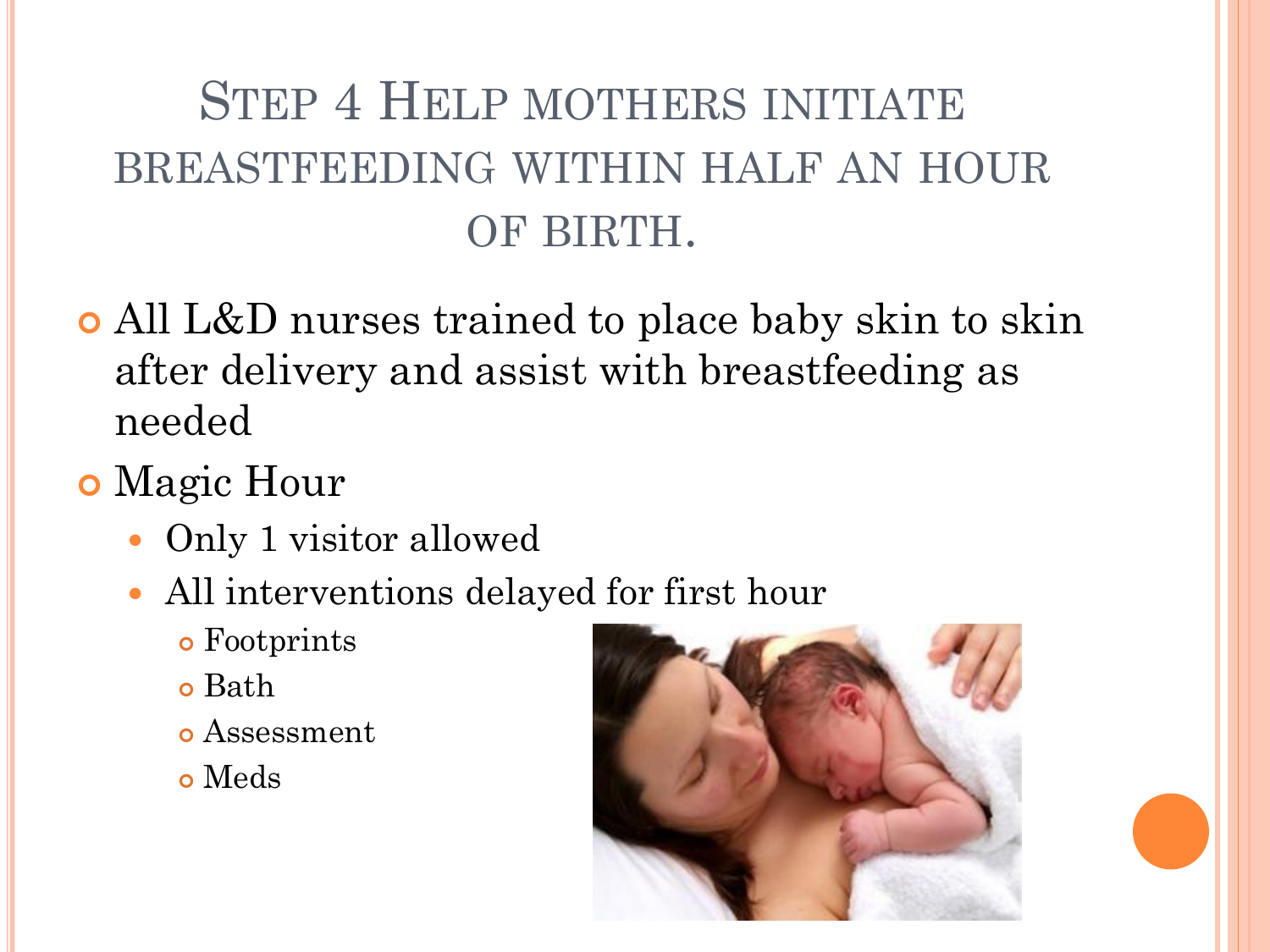# Step 4 Help mothers initiate breastfeeding within half an hour of birth.

- All L&D nurses trained to place baby skin to skin after delivery and assist with breastfeeding as needed
- Magic Hour
  - Only 1 visitor allowed
  - All interventions delayed for first hour
    - Footprints
    - Bath
    - Assessment
    - Meds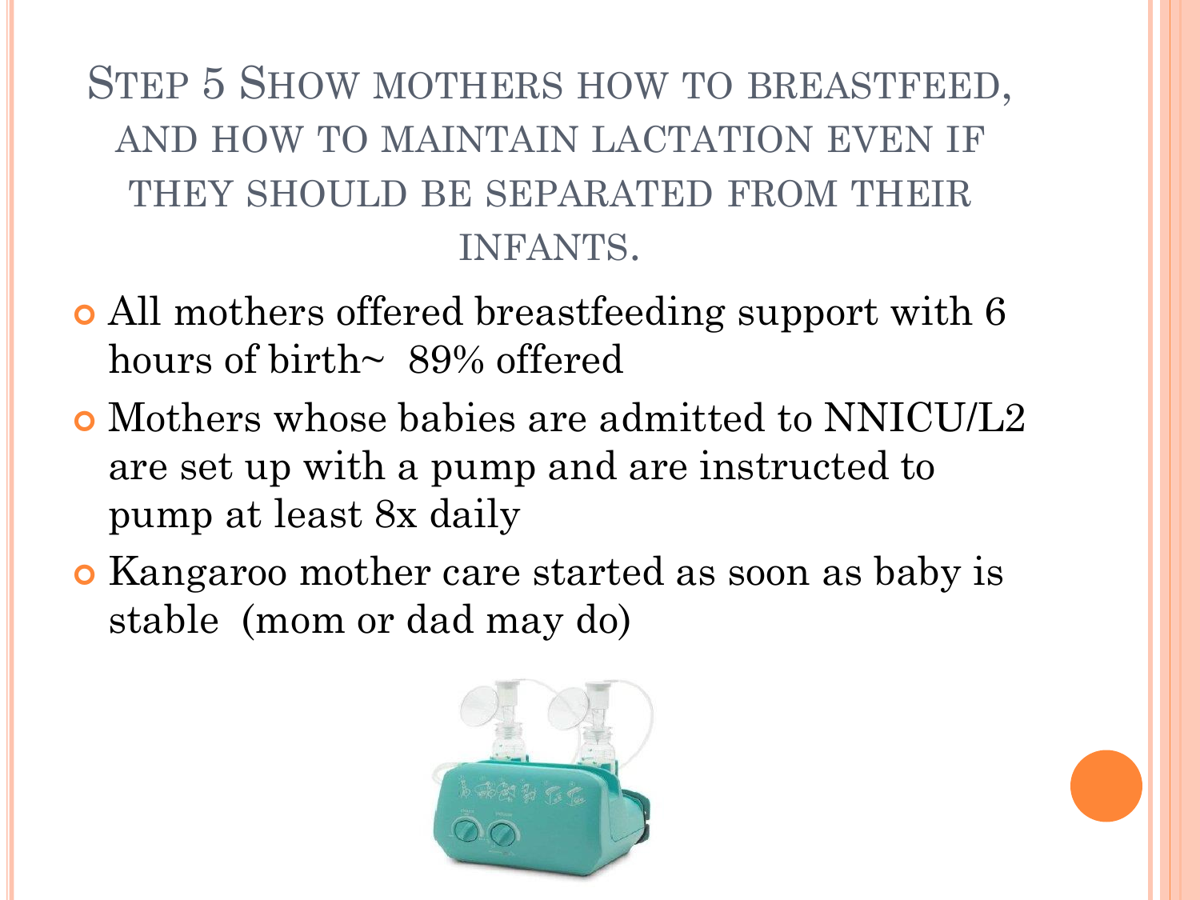# Step 5 Show mothers how to breastfeed, and how to maintain lactation even if they should be separated from their infants.

- All mothers offered breastfeeding support with 6 hours of birth~ 89% offered
- Mothers whose babies are admitted to NNICU/L2 are set up with a pump and are instructed to pump at least 8x daily
- Kangaroo mother care started as soon as baby is stable (mom or dad may do)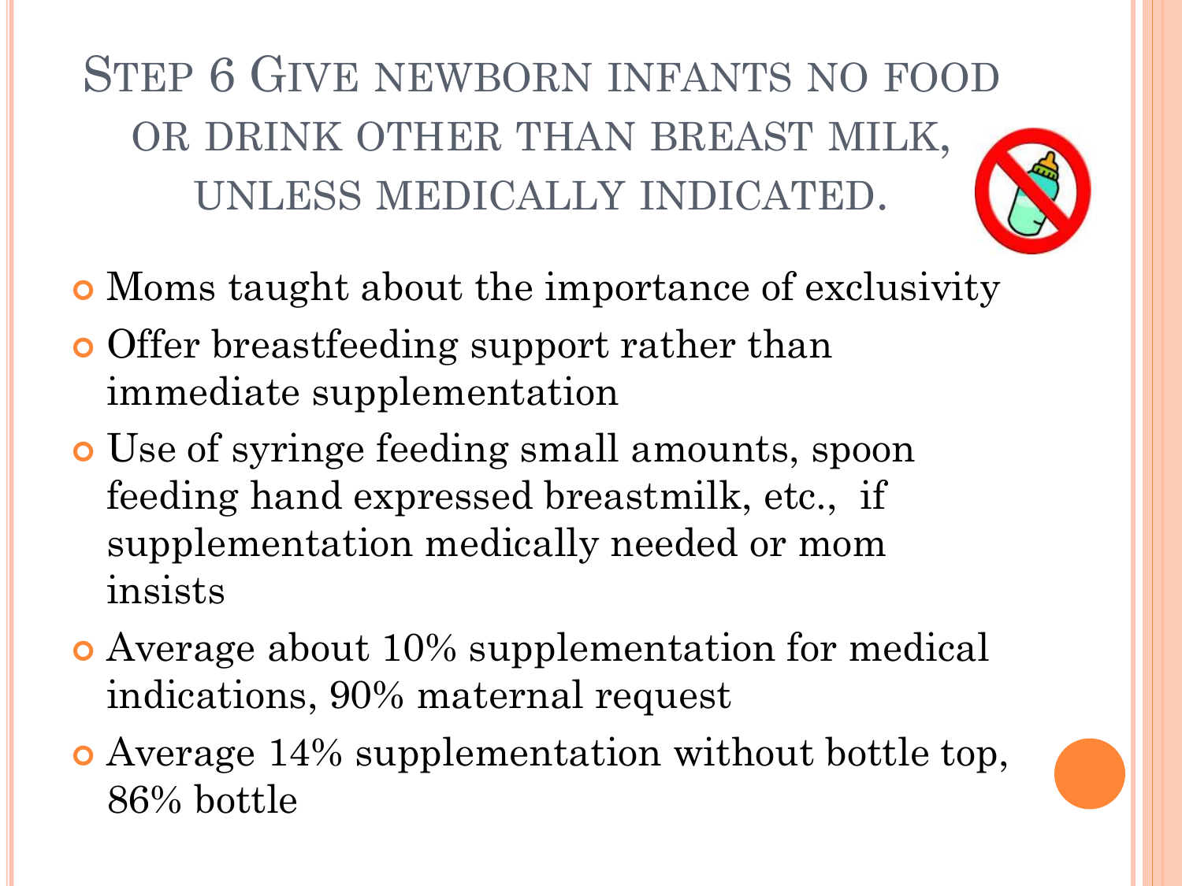# Step 6 Give newborn infants no food or drink other than breast milk, unless medically indicated.

- Moms taught about the importance of exclusivity
- Offer breastfeeding support rather than immediate supplementation
- Use of syringe feeding small amounts, spoon feeding hand expressed breastmilk, etc., if supplementation medically needed or mom insists
- Average about 10% supplementation for medical indications, 90% maternal request
- Average 14% supplementation without bottle top, 86% bottle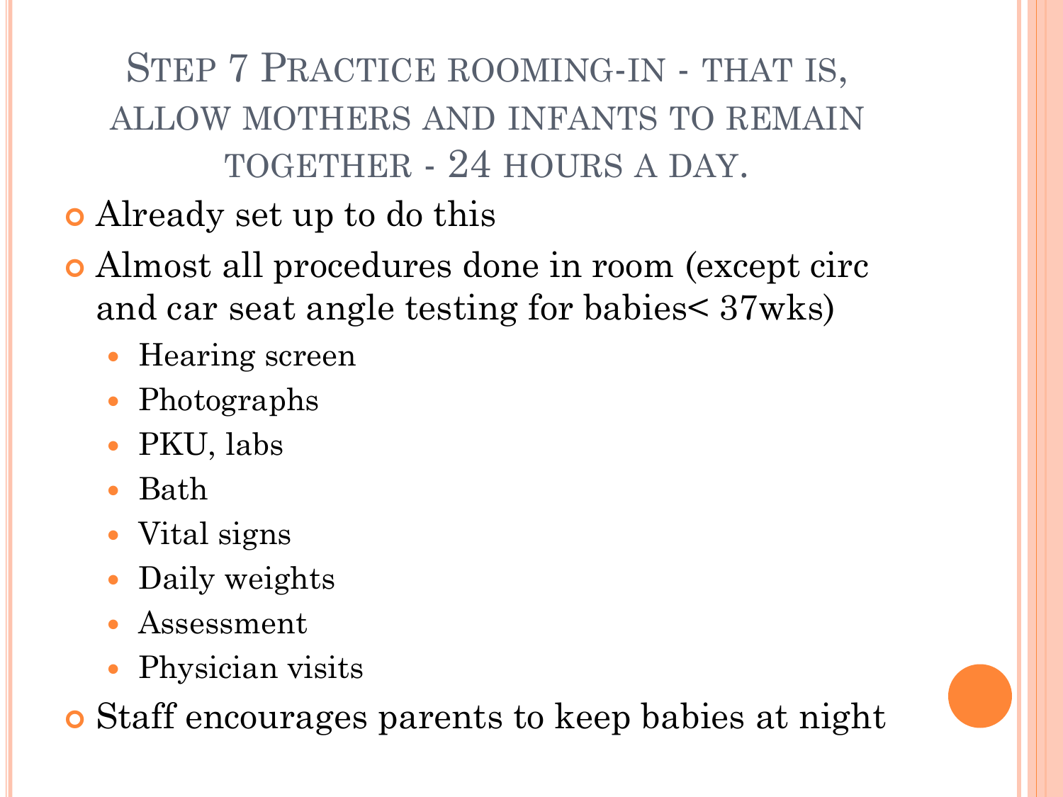# Step 7 Practice rooming-in - that is, allow mothers and infants to remain together - 24 hours a day.

- Already set up to do this
- Almost all procedures done in room (except circ and car seat angle testing for babies< 37wks)
  - Hearing screen
  - Photographs
  - PKU, labs
  - Bath
  - Vital signs
  - Daily weights
  - Assessment
  - Physician visits
- Staff encourages parents to keep babies at night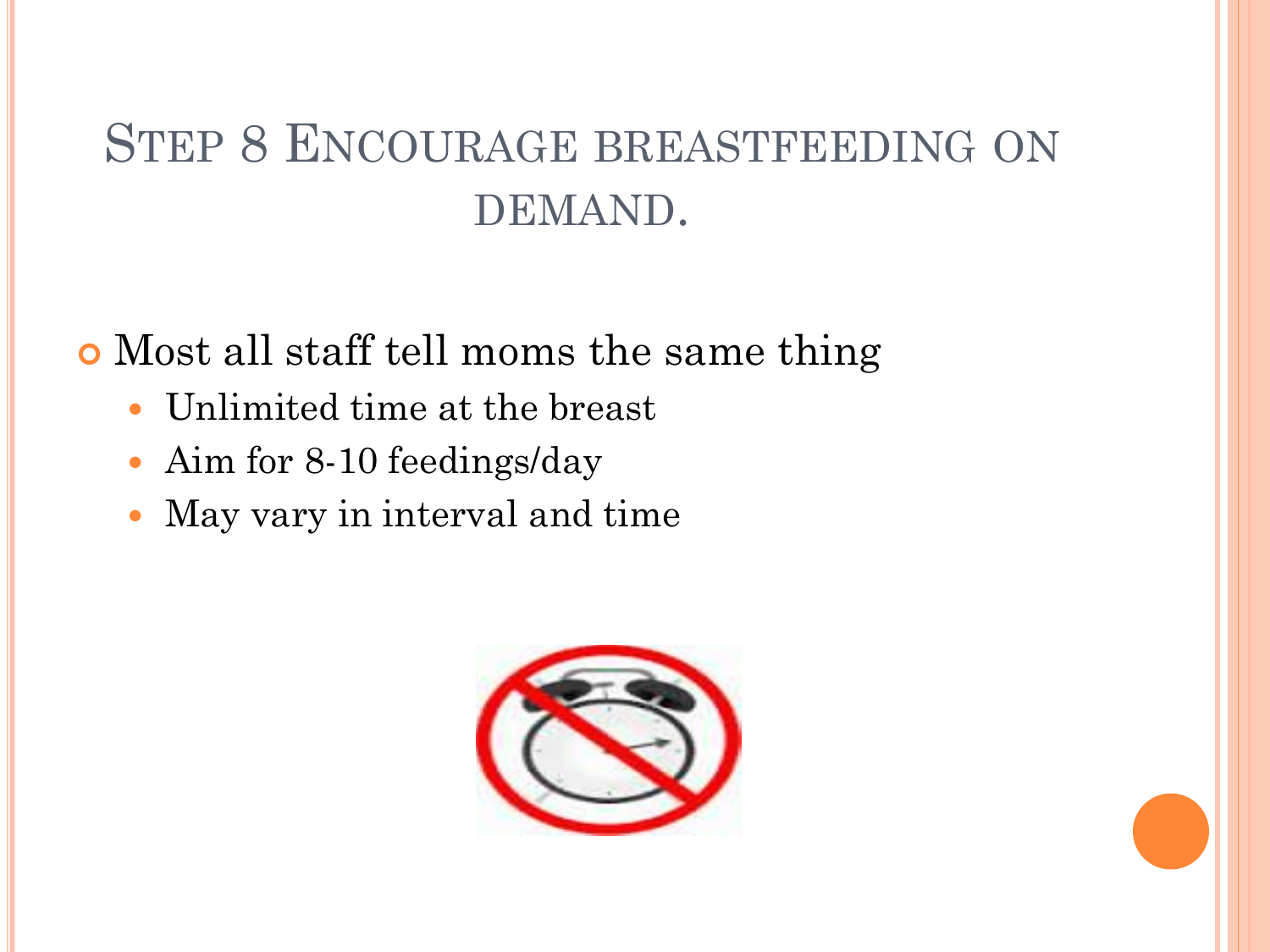# Step 8 Encourage breastfeeding on demand.

- Most all staff tell moms the same thing
  - Unlimited time at the breast
  - Aim for 8-10 feedings/day
  - May vary in interval and time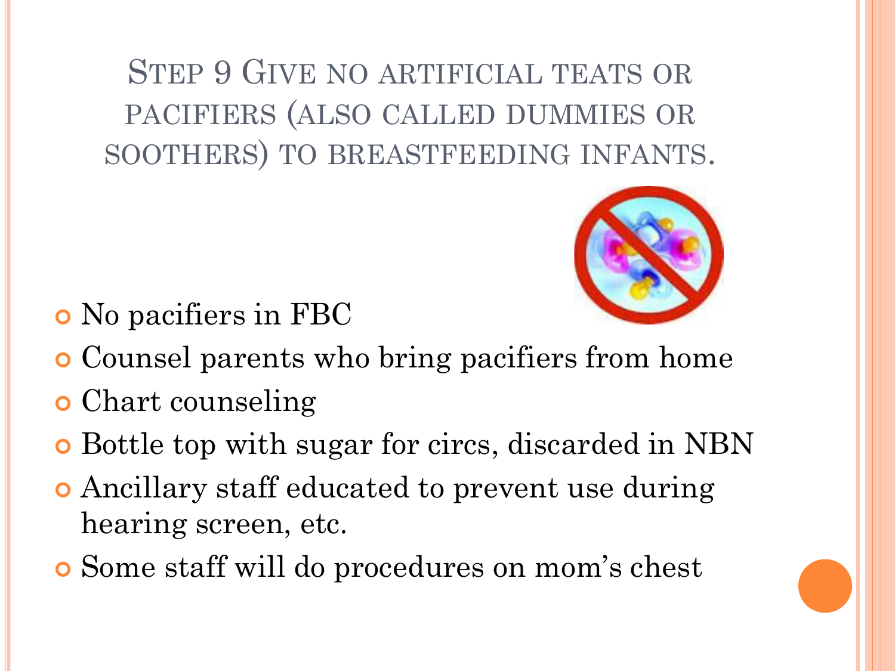# Step 9 Give no artificial teats or pacifiers (also called dummies or soothers) to breastfeeding infants.

- No pacifiers in FBC
- Counsel parents who bring pacifiers from home
- Chart counseling
- Bottle top with sugar for circs, discarded in NBN
- Ancillary staff educated to prevent use during hearing screen, etc.
- Some staff will do procedures on mom's chest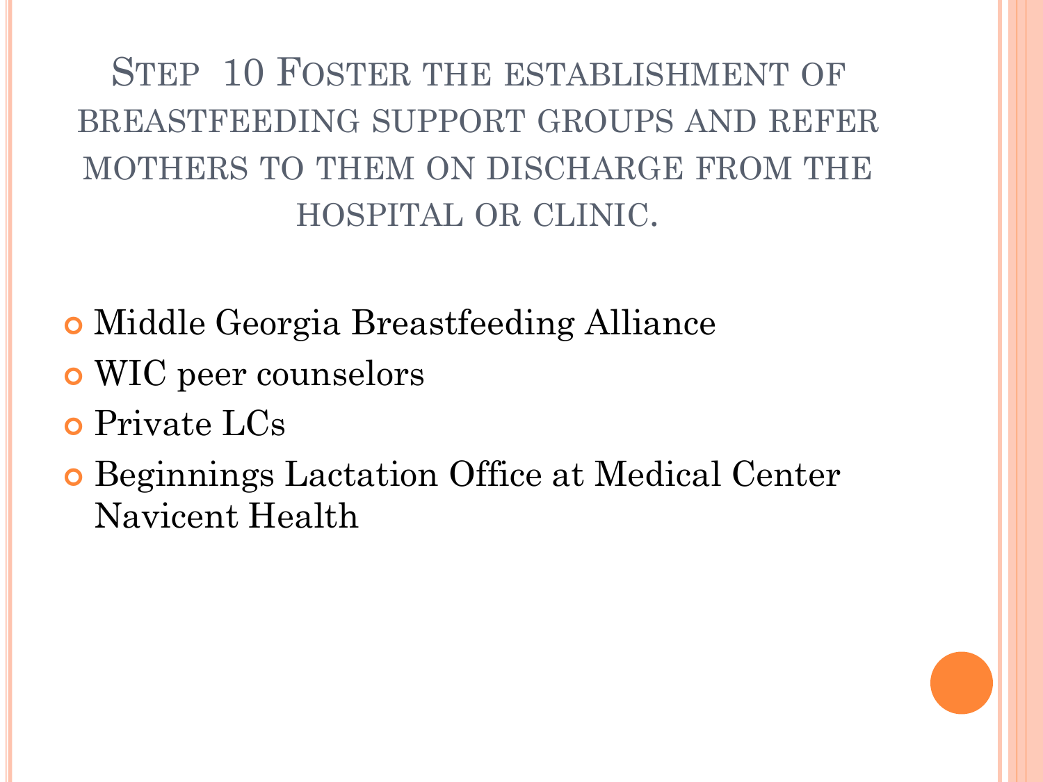# Step 10 Foster the establishment of breastfeeding support groups and refer mothers to them on discharge from the hospital or clinic.

- Middle Georgia Breastfeeding Alliance
- WIC peer counselors
- Private LCs
- Beginnings Lactation Office at Medical Center Navicent Health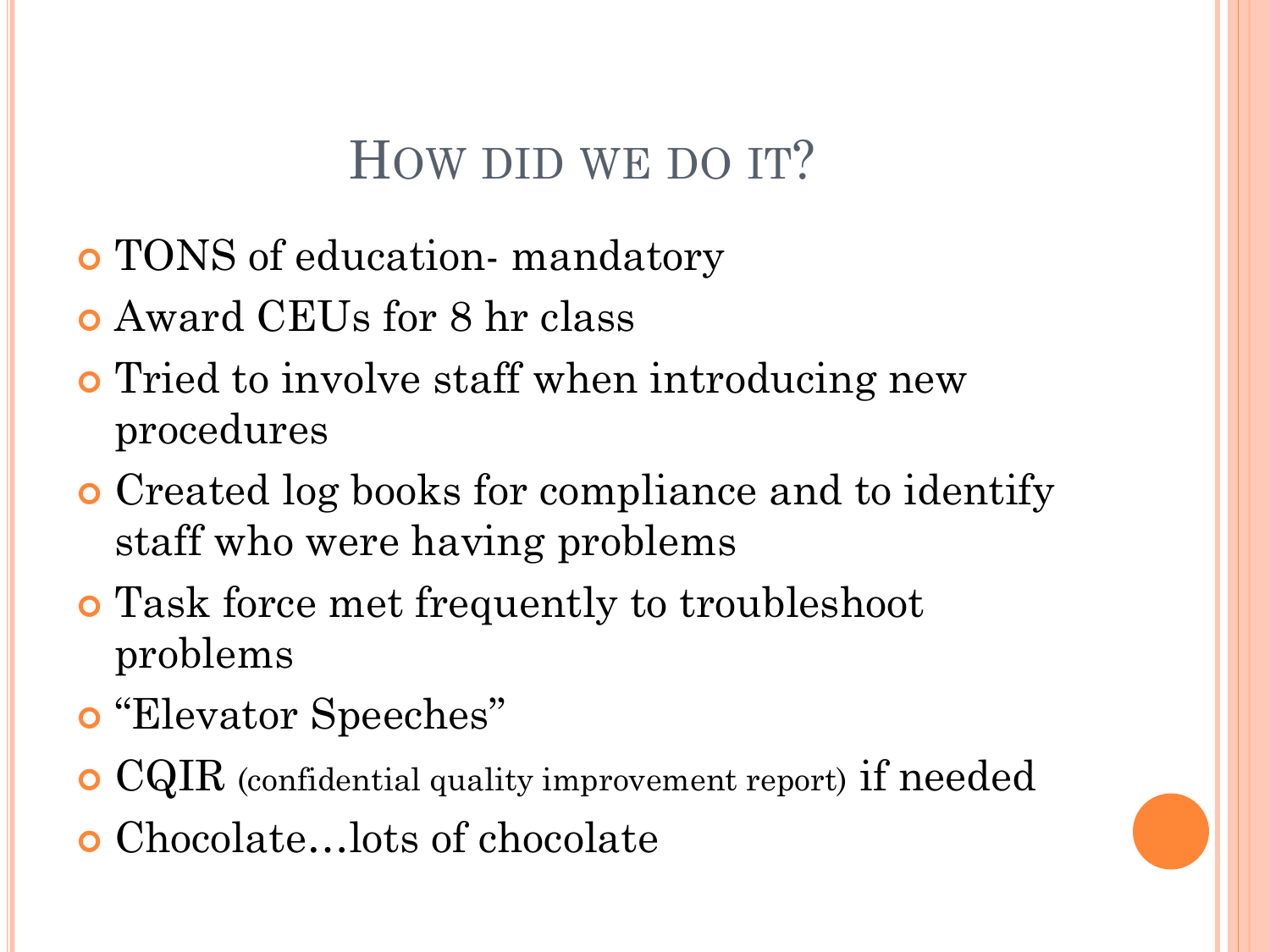# How did we do it?

- TONS of education- mandatory
- Award CEUs for 8 hr class
- Tried to involve staff when introducing new procedures
- Created log books for compliance and to identify staff who were having problems
- Task force met frequently to troubleshoot problems
- "Elevator Speeches"
- CQIR (confidential quality improvement report) if needed
- Chocolate…lots of chocolate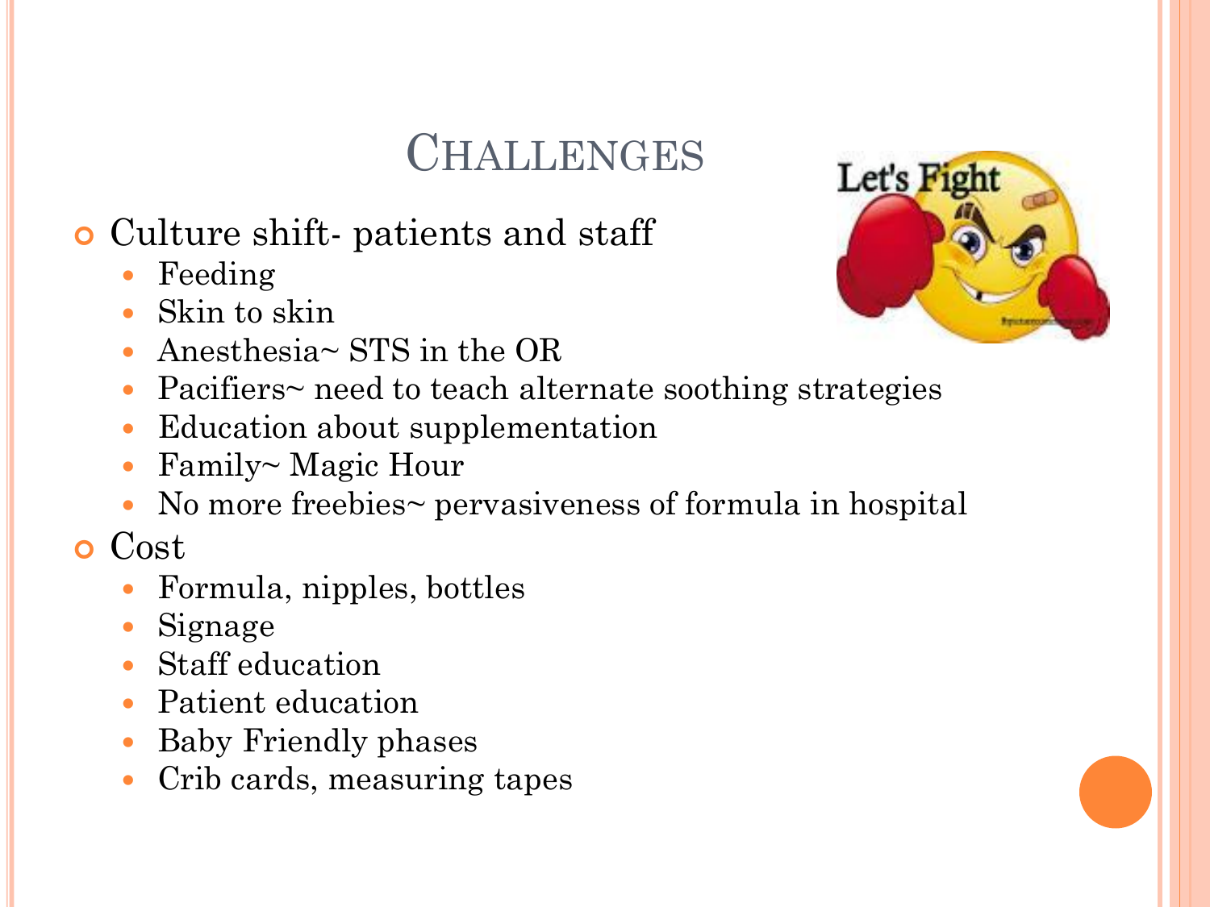# Challenges

- Culture shift- patients and staff
  - Feeding
  - Skin to skin
  - Anesthesia~ STS in the OR
  - Pacifiers~ need to teach alternate soothing strategies
  - Education about supplementation
  - Family~ Magic Hour
  - No more freebies~ pervasiveness of formula in hospital
- Cost
  - Formula, nipples, bottles
  - Signage
  - Staff education
  - Patient education
  - Baby Friendly phases
  - Crib cards, measuring tapes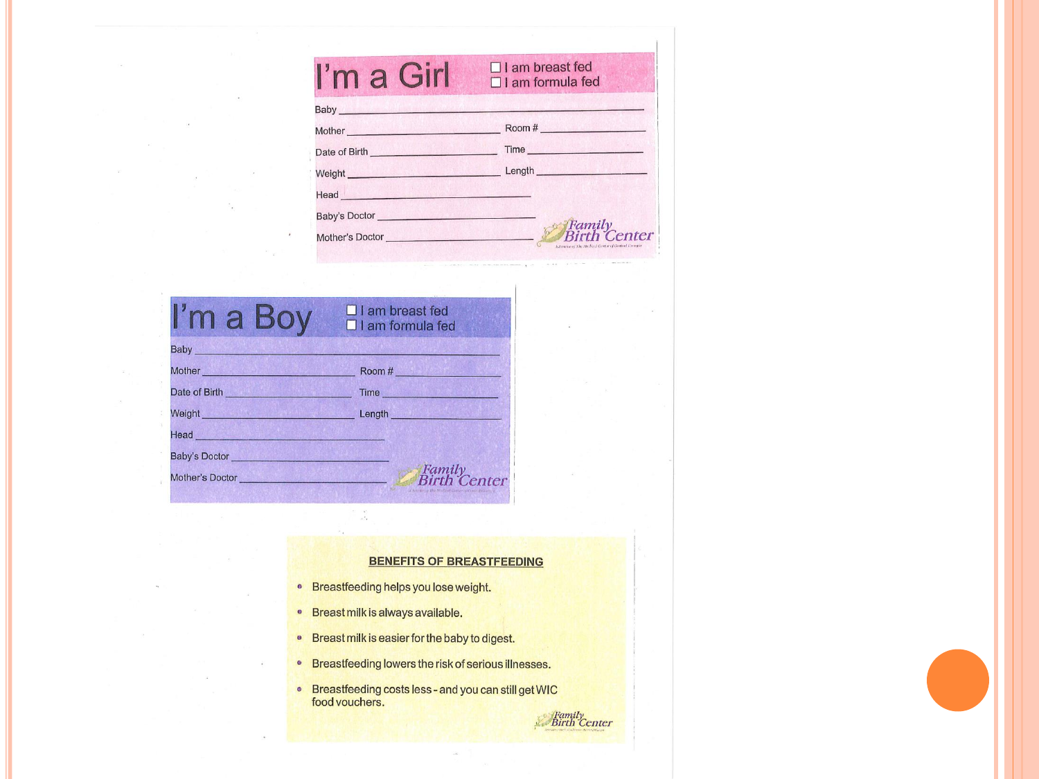# I'm a Girl

- ☐ I am breast fed
- ☐ I am formula fed

Baby ______________________________

Mother ______________________ Room # ______________

Date of Birth ___________________ Time ______________

Weight ______________________ Length ______________

Head ______________________________

Baby's Doctor ______________________

Mother's Doctor ____________________

Family Birth Center

# I'm a Boy

- ☐ I am breast fed
- ☐ I am formula fed

Baby ______________________________

Mother ______________________ Room # ______________

Date of Birth ___________________ Time ______________

Weight ______________________ Length ______________

Head ______________________________

Baby's Doctor ______________________

Mother's Doctor ____________________

Family Birth Center

## BENEFITS OF BREASTFEEDING

- Breastfeeding helps you lose weight.
- Breast milk is always available.
- Breast milk is easier for the baby to digest.
- Breastfeeding lowers the risk of serious illnesses.
- Breastfeeding costs less - and you can still get WIC food vouchers.

Family Birth Center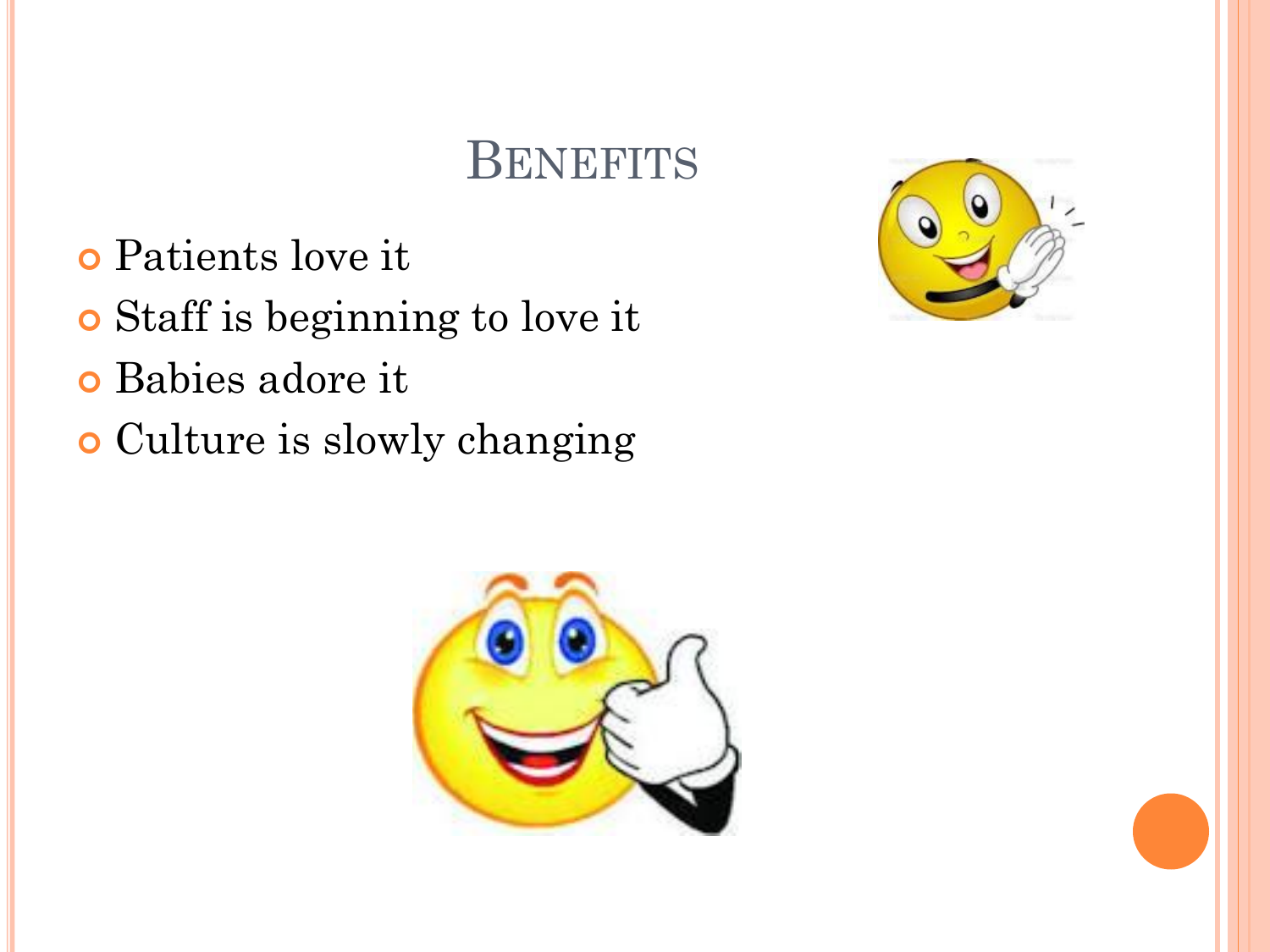# Benefits

- Patients love it
- Staff is beginning to love it
- Babies adore it
- Culture is slowly changing